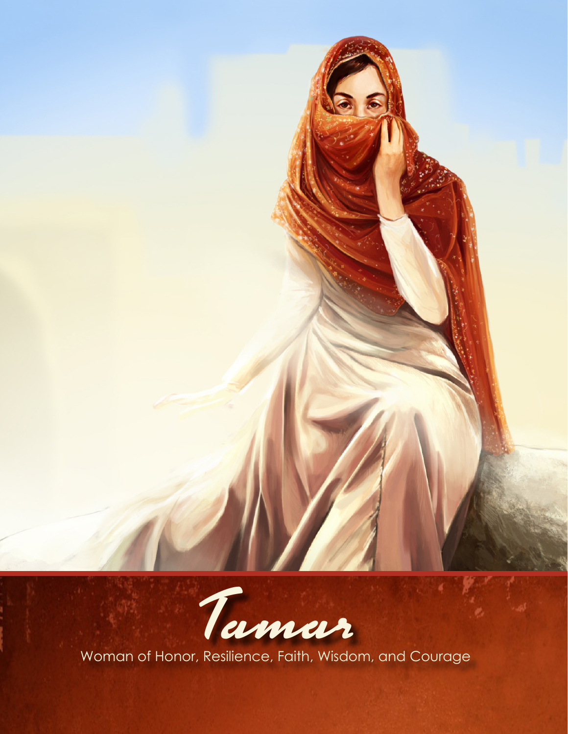# Tamar

Woman of Honor, Resilience, Faith, Wisdom, and Courage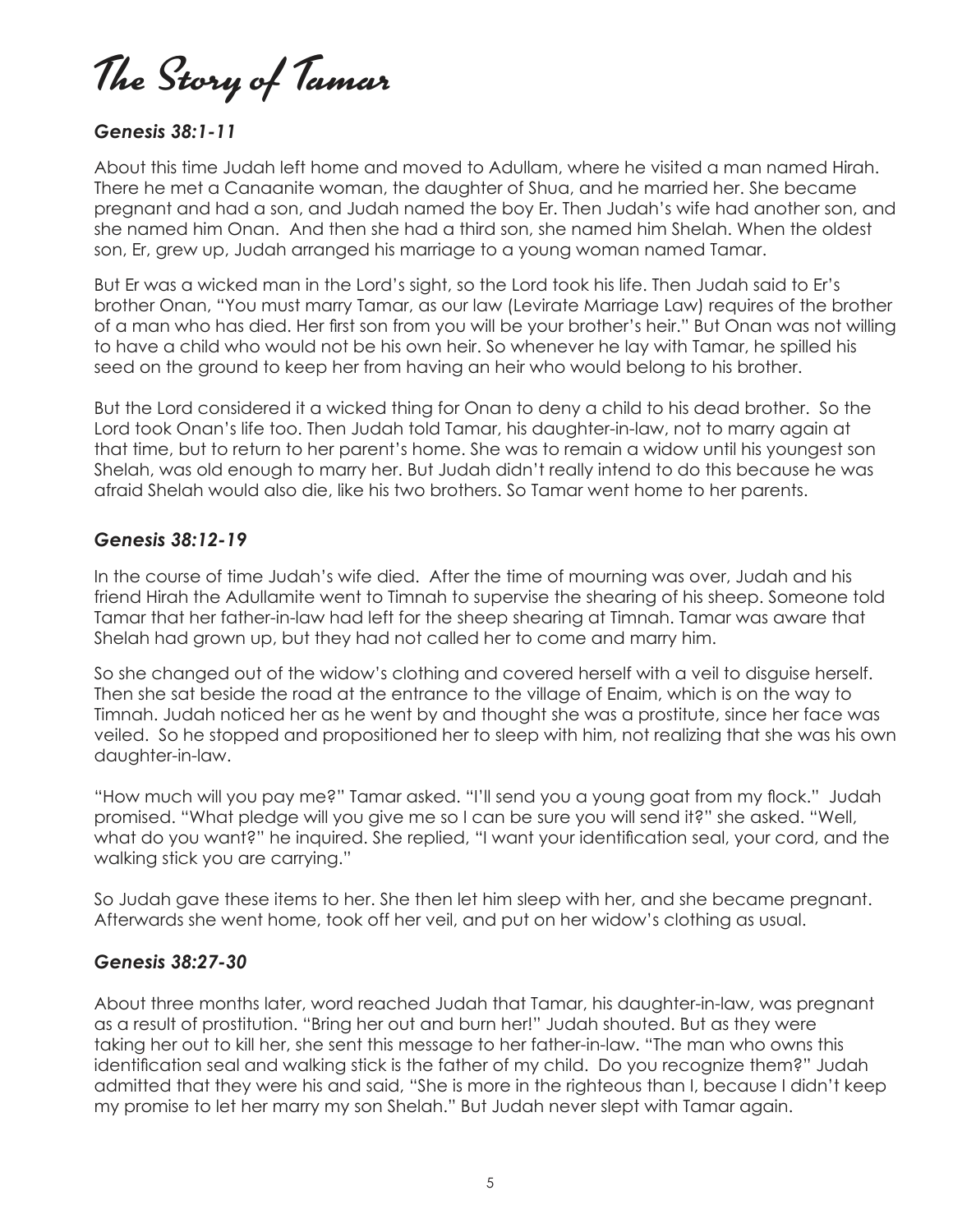# The Story of Tamar

### *Genesis 38:1-11*

About this time Judah left home and moved to Adullam, where he visited a man named Hirah. There he met a Canaanite woman, the daughter of Shua, and he married her. She became pregnant and had a son, and Judah named the boy Er. Then Judah's wife had another son, and she named him Onan. And then she had a third son, she named him Shelah. When the oldest son, Er, grew up, Judah arranged his marriage to a young woman named Tamar.

But Er was a wicked man in the Lord's sight, so the Lord took his life. Then Judah said to Er's brother Onan, "You must marry Tamar, as our law (Levirate Marriage Law) requires of the brother of a man who has died. Her first son from you will be your brother's heir." But Onan was not willing to have a child who would not be his own heir. So whenever he lay with Tamar, he spilled his seed on the ground to keep her from having an heir who would belong to his brother.

But the Lord considered it a wicked thing for Onan to deny a child to his dead brother. So the Lord took Onan's life too. Then Judah told Tamar, his daughter-in-law, not to marry again at that time, but to return to her parent's home. She was to remain a widow until his youngest son Shelah, was old enough to marry her. But Judah didn't really intend to do this because he was afraid Shelah would also die, like his two brothers. So Tamar went home to her parents.

### *Genesis 38:12-19*

In the course of time Judah's wife died. After the time of mourning was over, Judah and his friend Hirah the Adullamite went to Timnah to supervise the shearing of his sheep. Someone told Tamar that her father-in-law had left for the sheep shearing at Timnah. Tamar was aware that Shelah had grown up, but they had not called her to come and marry him.

So she changed out of the widow's clothing and covered herself with a veil to disguise herself. Then she sat beside the road at the entrance to the village of Enaim, which is on the way to Timnah. Judah noticed her as he went by and thought she was a prostitute, since her face was veiled. So he stopped and propositioned her to sleep with him, not realizing that she was his own daughter-in-law.

"How much will you pay me?" Tamar asked. "I'll send you a young goat from my flock." Judah promised. "What pledge will you give me so I can be sure you will send it?" she asked. "Well, what do you want?" he inquired. She replied, "I want your identification seal, your cord, and the walking stick you are carrying."

So Judah gave these items to her. She then let him sleep with her, and she became pregnant. Afterwards she went home, took off her veil, and put on her widow's clothing as usual.

### *Genesis 38:27-30*

About three months later, word reached Judah that Tamar, his daughter-in-law, was pregnant as a result of prostitution. "Bring her out and burn her!" Judah shouted. But as they were taking her out to kill her, she sent this message to her father-in-law. "The man who owns this identification seal and walking stick is the father of my child. Do you recognize them?" Judah admitted that they were his and said, "She is more in the righteous than I, because I didn't keep my promise to let her marry my son Shelah." But Judah never slept with Tamar again.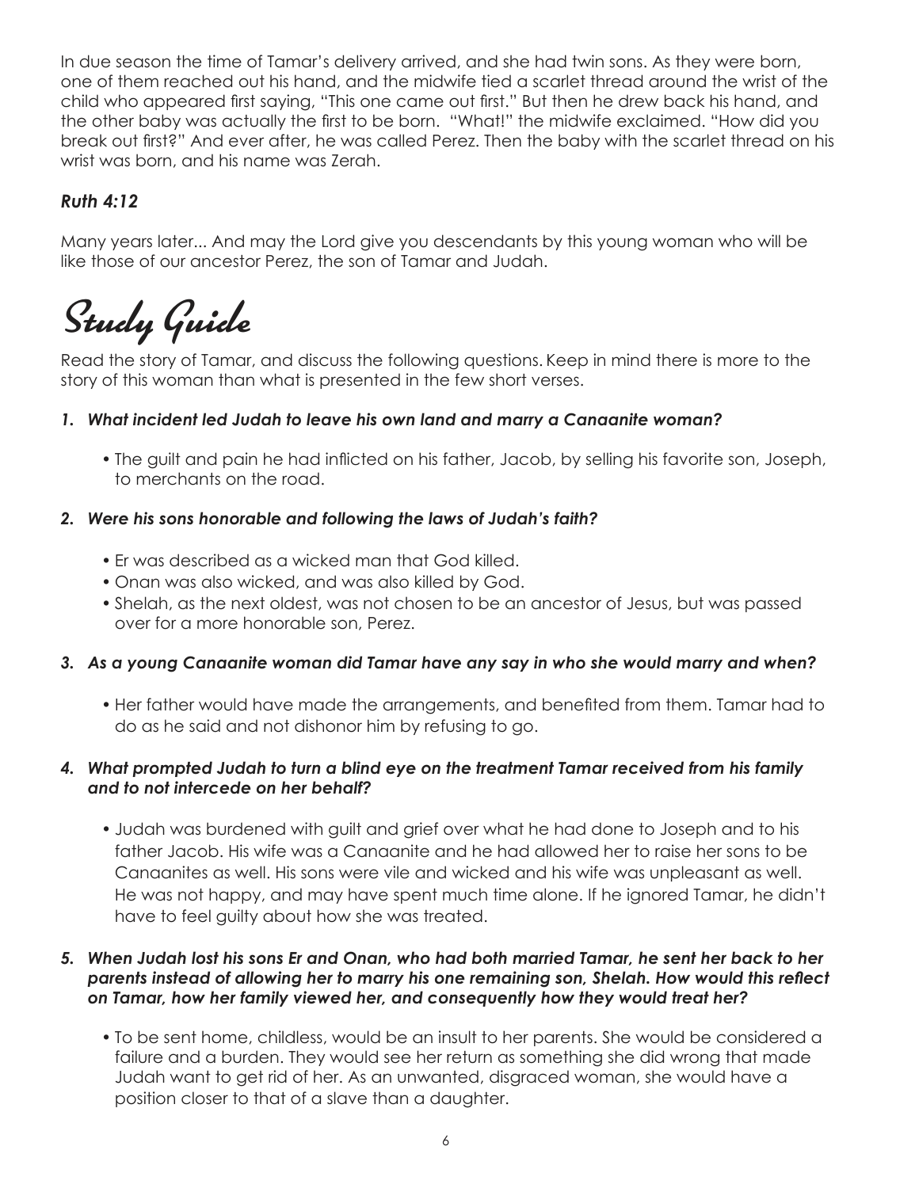In due season the time of Tamar's delivery arrived, and she had twin sons. As they were born, one of them reached out his hand, and the midwife tied a scarlet thread around the wrist of the child who appeared first saying, "This one came out first." But then he drew back his hand, and the other baby was actually the first to be born. "What!" the midwife exclaimed. "How did you break out first?" And ever after, he was called Perez. Then the baby with the scarlet thread on his wrist was born, and his name was Zerah.

### *Ruth 4:12*

Many years later... And may the Lord give you descendants by this young woman who will be like those of our ancestor Perez, the son of Tamar and Judah.

# Study Guide

Read the story of Tamar, and discuss the following questions. Keep in mind there is more to the story of this woman than what is presented in the few short verses.

1. ***What incident led Judah to leave his own land and marry a Canaanite woman?***
   - The guilt and pain he had inflicted on his father, Jacob, by selling his favorite son, Joseph, to merchants on the road.

2. ***Were his sons honorable and following the laws of Judah's faith?***
   - Er was described as a wicked man that God killed.
   - Onan was also wicked, and was also killed by God.
   - Shelah, as the next oldest, was not chosen to be an ancestor of Jesus, but was passed over for a more honorable son, Perez.

3. ***As a young Canaanite woman did Tamar have any say in who she would marry and when?***
   - Her father would have made the arrangements, and benefited from them. Tamar had to do as he said and not dishonor him by refusing to go.

4. ***What prompted Judah to turn a blind eye on the treatment Tamar received from his family and to not intercede on her behalf?***
   - Judah was burdened with guilt and grief over what he had done to Joseph and to his father Jacob. His wife was a Canaanite and he had allowed her to raise her sons to be Canaanites as well. His sons were vile and wicked and his wife was unpleasant as well. He was not happy, and may have spent much time alone. If he ignored Tamar, he didn't have to feel guilty about how she was treated.

5. ***When Judah lost his sons Er and Onan, who had both married Tamar, he sent her back to her parents instead of allowing her to marry his one remaining son, Shelah. How would this reflect on Tamar, how her family viewed her, and consequently how they would treat her?***
   - To be sent home, childless, would be an insult to her parents. She would be considered a failure and a burden. They would see her return as something she did wrong that made Judah want to get rid of her. As an unwanted, disgraced woman, she would have a position closer to that of a slave than a daughter.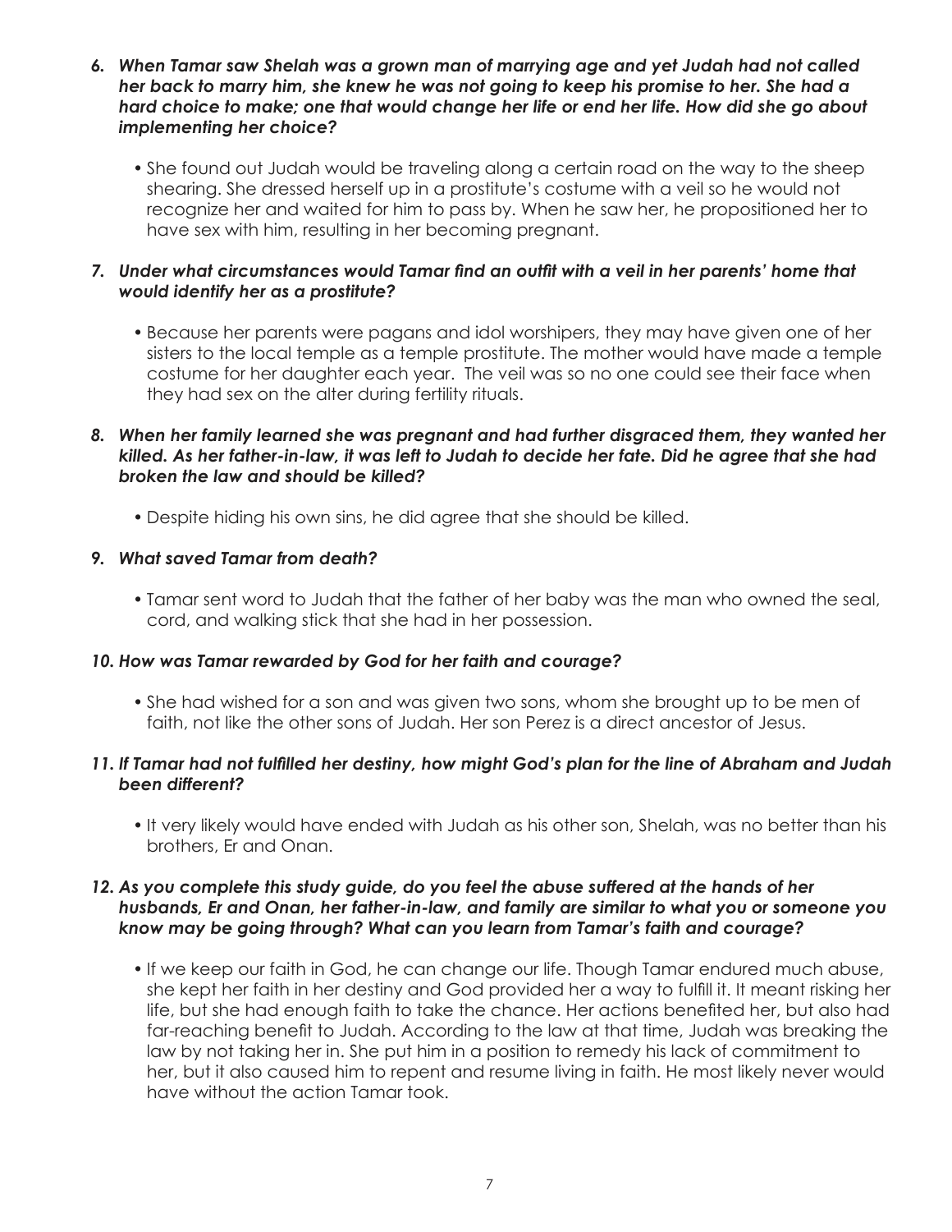6. ***When Tamar saw Shelah was a grown man of marrying age and yet Judah had not called her back to marry him, she knew he was not going to keep his promise to her. She had a hard choice to make; one that would change her life or end her life. How did she go about implementing her choice?***

   - She found out Judah would be traveling along a certain road on the way to the sheep shearing. She dressed herself up in a prostitute's costume with a veil so he would not recognize her and waited for him to pass by. When he saw her, he propositioned her to have sex with him, resulting in her becoming pregnant.

7. ***Under what circumstances would Tamar find an outfit with a veil in her parents' home that would identify her as a prostitute?***

   - Because her parents were pagans and idol worshipers, they may have given one of her sisters to the local temple as a temple prostitute. The mother would have made a temple costume for her daughter each year. The veil was so no one could see their face when they had sex on the alter during fertility rituals.

8. ***When her family learned she was pregnant and had further disgraced them, they wanted her killed. As her father-in-law, it was left to Judah to decide her fate. Did he agree that she had broken the law and should be killed?***

   - Despite hiding his own sins, he did agree that she should be killed.

9. ***What saved Tamar from death?***

   - Tamar sent word to Judah that the father of her baby was the man who owned the seal, cord, and walking stick that she had in her possession.

10. ***How was Tamar rewarded by God for her faith and courage?***

    - She had wished for a son and was given two sons, whom she brought up to be men of faith, not like the other sons of Judah. Her son Perez is a direct ancestor of Jesus.

11. ***If Tamar had not fulfilled her destiny, how might God's plan for the line of Abraham and Judah been different?***

    - It very likely would have ended with Judah as his other son, Shelah, was no better than his brothers, Er and Onan.

12. ***As you complete this study guide, do you feel the abuse suffered at the hands of her husbands, Er and Onan, her father-in-law, and family are similar to what you or someone you know may be going through? What can you learn from Tamar's faith and courage?***

    - If we keep our faith in God, he can change our life. Though Tamar endured much abuse, she kept her faith in her destiny and God provided her a way to fulfill it. It meant risking her life, but she had enough faith to take the chance. Her actions benefited her, but also had far-reaching benefit to Judah. According to the law at that time, Judah was breaking the law by not taking her in. She put him in a position to remedy his lack of commitment to her, but it also caused him to repent and resume living in faith. He most likely never would have without the action Tamar took.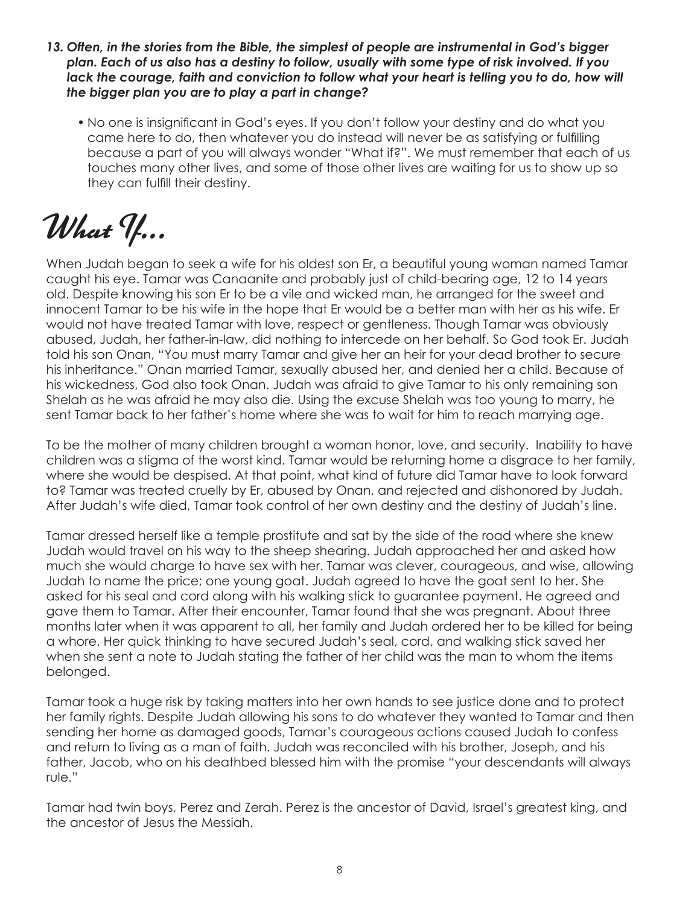***13. Often, in the stories from the Bible, the simplest of people are instrumental in God's bigger plan. Each of us also has a destiny to follow, usually with some type of risk involved. If you lack the courage, faith and conviction to follow what your heart is telling you to do, how will the bigger plan you are to play a part in change?***

- No one is insignificant in God's eyes. If you don't follow your destiny and do what you came here to do, then whatever you do instead will never be as satisfying or fulfilling because a part of you will always wonder "What if?". We must remember that each of us touches many other lives, and some of those other lives are waiting for us to show up so they can fulfill their destiny.

# What If...

When Judah began to seek a wife for his oldest son Er, a beautiful young woman named Tamar caught his eye. Tamar was Canaanite and probably just of child-bearing age, 12 to 14 years old. Despite knowing his son Er to be a vile and wicked man, he arranged for the sweet and innocent Tamar to be his wife in the hope that Er would be a better man with her as his wife. Er would not have treated Tamar with love, respect or gentleness. Though Tamar was obviously abused, Judah, her father-in-law, did nothing to intercede on her behalf. So God took Er. Judah told his son Onan, "You must marry Tamar and give her an heir for your dead brother to secure his inheritance." Onan married Tamar, sexually abused her, and denied her a child. Because of his wickedness, God also took Onan. Judah was afraid to give Tamar to his only remaining son Shelah as he was afraid he may also die. Using the excuse Shelah was too young to marry, he sent Tamar back to her father's home where she was to wait for him to reach marrying age.

To be the mother of many children brought a woman honor, love, and security. Inability to have children was a stigma of the worst kind. Tamar would be returning home a disgrace to her family, where she would be despised. At that point, what kind of future did Tamar have to look forward to? Tamar was treated cruelly by Er, abused by Onan, and rejected and dishonored by Judah. After Judah's wife died, Tamar took control of her own destiny and the destiny of Judah's line.

Tamar dressed herself like a temple prostitute and sat by the side of the road where she knew Judah would travel on his way to the sheep shearing. Judah approached her and asked how much she would charge to have sex with her. Tamar was clever, courageous, and wise, allowing Judah to name the price; one young goat. Judah agreed to have the goat sent to her. She asked for his seal and cord along with his walking stick to guarantee payment. He agreed and gave them to Tamar. After their encounter, Tamar found that she was pregnant. About three months later when it was apparent to all, her family and Judah ordered her to be killed for being a whore. Her quick thinking to have secured Judah's seal, cord, and walking stick saved her when she sent a note to Judah stating the father of her child was the man to whom the items belonged.

Tamar took a huge risk by taking matters into her own hands to see justice done and to protect her family rights. Despite Judah allowing his sons to do whatever they wanted to Tamar and then sending her home as damaged goods, Tamar's courageous actions caused Judah to confess and return to living as a man of faith. Judah was reconciled with his brother, Joseph, and his father, Jacob, who on his deathbed blessed him with the promise "your descendants will always rule."

Tamar had twin boys, Perez and Zerah. Perez is the ancestor of David, Israel's greatest king, and the ancestor of Jesus the Messiah.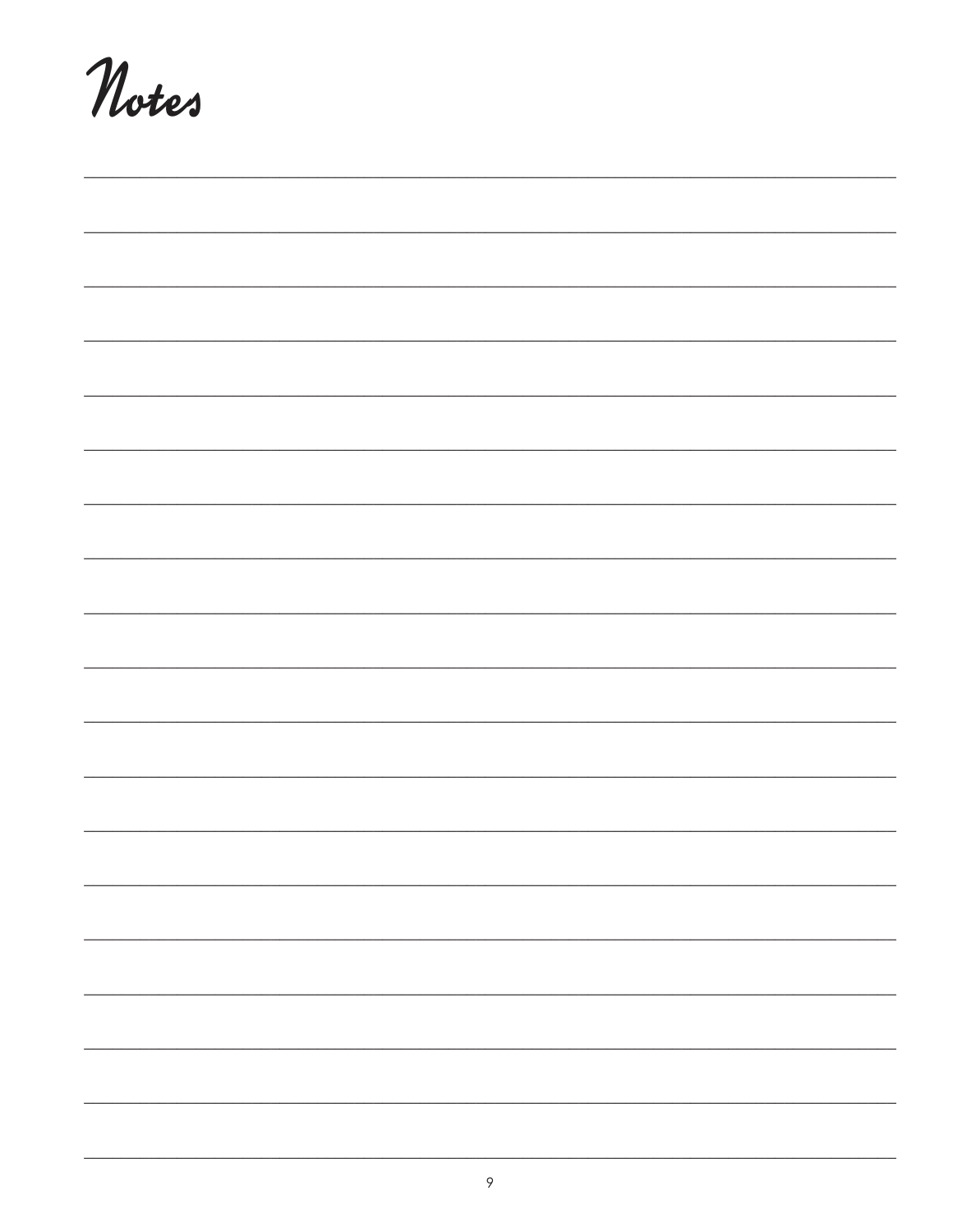# Notes